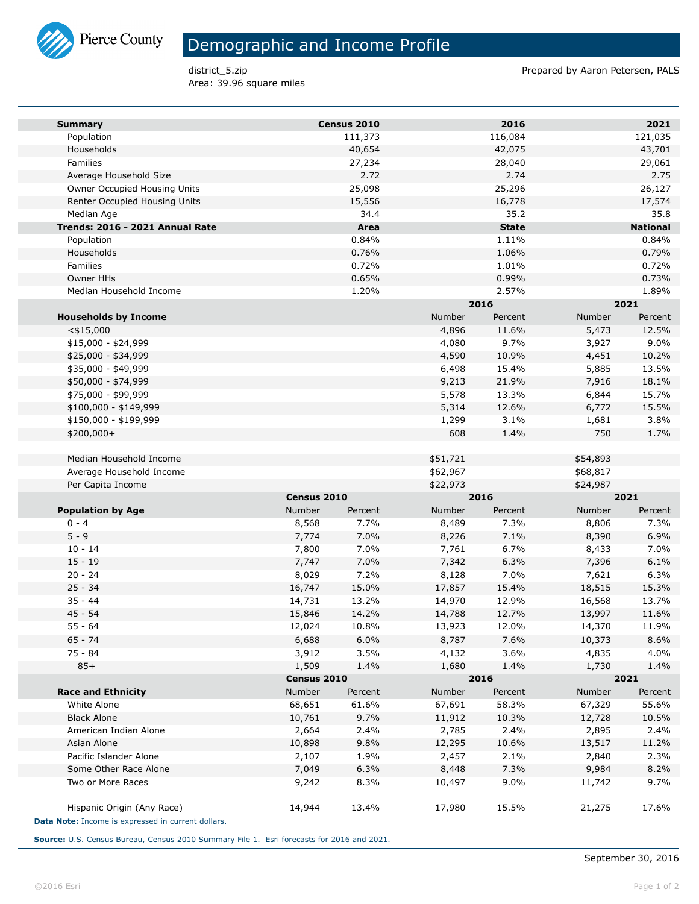# Demographic and Income Profile

district_5.zip
Area: 39.96 square miles

Prepared by Aaron Petersen, PALS

| **Summary** | Census 2010 | 2016 | 2021 |
|---|---|---|---|
| Population | 111,373 | 116,084 | 121,035 |
| Households | 40,654 | 42,075 | 43,701 |
| Families | 27,234 | 28,040 | 29,061 |
| Average Household Size | 2.72 | 2.74 | 2.75 |
| Owner Occupied Housing Units | 25,098 | 25,296 | 26,127 |
| Renter Occupied Housing Units | 15,556 | 16,778 | 17,574 |
| Median Age | 34.4 | 35.2 | 35.8 |

| **Trends: 2016 - 2021 Annual Rate** | Area | State | National |
|---|---|---|---|
| Population | 0.84% | 1.11% | 0.84% |
| Households | 0.76% | 1.06% | 0.79% |
| Families | 0.72% | 1.01% | 0.72% |
| Owner HHs | 0.65% | 0.99% | 0.73% |
| Median Household Income | 1.20% | 2.57% | 1.89% |

| | 2016 | | 2021 | |
|---|---|---|---|---|
| **Households by Income** | Number | Percent | Number | Percent |
| <$15,000 | 4,896 | 11.6% | 5,473 | 12.5% |
| $15,000 - $24,999 | 4,080 | 9.7% | 3,927 | 9.0% |
| $25,000 - $34,999 | 4,590 | 10.9% | 4,451 | 10.2% |
| $35,000 - $49,999 | 6,498 | 15.4% | 5,885 | 13.5% |
| $50,000 - $74,999 | 9,213 | 21.9% | 7,916 | 18.1% |
| $75,000 - $99,999 | 5,578 | 13.3% | 6,844 | 15.7% |
| $100,000 - $149,999 | 5,314 | 12.6% | 6,772 | 15.5% |
| $150,000 - $199,999 | 1,299 | 3.1% | 1,681 | 3.8% |
| $200,000+ | 608 | 1.4% | 750 | 1.7% |
| | | | | |
| Median Household Income | $51,721 | | $54,893 | |
| Average Household Income | $62,967 | | $68,817 | |
| Per Capita Income | $22,973 | | $24,987 | |

| | Census 2010 | | 2016 | | 2021 | |
|---|---|---|---|---|---|---|
| **Population by Age** | Number | Percent | Number | Percent | Number | Percent |
| 0 - 4 | 8,568 | 7.7% | 8,489 | 7.3% | 8,806 | 7.3% |
| 5 - 9 | 7,774 | 7.0% | 8,226 | 7.1% | 8,390 | 6.9% |
| 10 - 14 | 7,800 | 7.0% | 7,761 | 6.7% | 8,433 | 7.0% |
| 15 - 19 | 7,747 | 7.0% | 7,342 | 6.3% | 7,396 | 6.1% |
| 20 - 24 | 8,029 | 7.2% | 8,128 | 7.0% | 7,621 | 6.3% |
| 25 - 34 | 16,747 | 15.0% | 17,857 | 15.4% | 18,515 | 15.3% |
| 35 - 44 | 14,731 | 13.2% | 14,970 | 12.9% | 16,568 | 13.7% |
| 45 - 54 | 15,846 | 14.2% | 14,788 | 12.7% | 13,997 | 11.6% |
| 55 - 64 | 12,024 | 10.8% | 13,923 | 12.0% | 14,370 | 11.9% |
| 65 - 74 | 6,688 | 6.0% | 8,787 | 7.6% | 10,373 | 8.6% |
| 75 - 84 | 3,912 | 3.5% | 4,132 | 3.6% | 4,835 | 4.0% |
| 85+ | 1,509 | 1.4% | 1,680 | 1.4% | 1,730 | 1.4% |

| | Census 2010 | | 2016 | | 2021 | |
|---|---|---|---|---|---|---|
| **Race and Ethnicity** | Number | Percent | Number | Percent | Number | Percent |
| White Alone | 68,651 | 61.6% | 67,691 | 58.3% | 67,329 | 55.6% |
| Black Alone | 10,761 | 9.7% | 11,912 | 10.3% | 12,728 | 10.5% |
| American Indian Alone | 2,664 | 2.4% | 2,785 | 2.4% | 2,895 | 2.4% |
| Asian Alone | 10,898 | 9.8% | 12,295 | 10.6% | 13,517 | 11.2% |
| Pacific Islander Alone | 2,107 | 1.9% | 2,457 | 2.1% | 2,840 | 2.3% |
| Some Other Race Alone | 7,049 | 6.3% | 8,448 | 7.3% | 9,984 | 8.2% |
| Two or More Races | 9,242 | 8.3% | 10,497 | 9.0% | 11,742 | 9.7% |
| | | | | | | |
| Hispanic Origin (Any Race) | 14,944 | 13.4% | 17,980 | 15.5% | 21,275 | 17.6% |

**Data Note:** Income is expressed in current dollars.

**Source:** U.S. Census Bureau, Census 2010 Summary File 1. Esri forecasts for 2016 and 2021.

September 30, 2016

©2016 Esri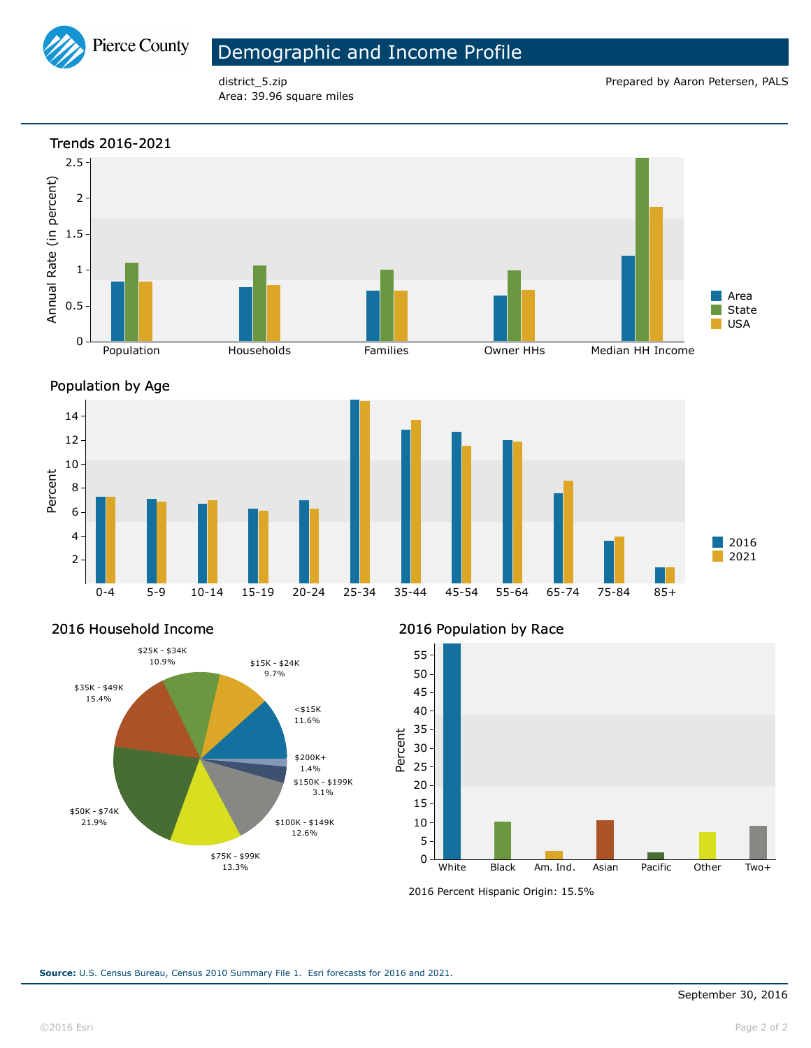# Demographic and Income Profile

district_5.zip
Area: 39.96 square miles

Prepared by Aaron Petersen, PALS

## Trends 2016-2021

Annual Rate (in percent)

2.5
2
1.5
1
0.5
0

Population
Households
Families
Owner HHs
Median HH Income

Area
State
USA

## Population by Age

Percent

14
12
10
8
6
4
2

0-4
5-9
10-14
15-19
20-24
25-34
35-44
45-54
55-64
65-74
75-84
85+

2016
2021

## 2016 Household Income

$25K - $34K
10.9%

$15K - $24K
9.7%

$35K - $49K
15.4%

<$15K
11.6%

$200K+
1.4%

$150K - $199K
3.1%

$50K - $74K
21.9%

$100K - $149K
12.6%

$75K - $99K
13.3%

## 2016 Population by Race

Percent

55
50
45
40
35
30
25
20
15
10
5
0

White
Black
Am. Ind.
Asian
Pacific
Other
Two+

2016 Percent Hispanic Origin: 15.5%

**Source:** U.S. Census Bureau, Census 2010 Summary File 1. Esri forecasts for 2016 and 2021.

September 30, 2016

©2016 Esri